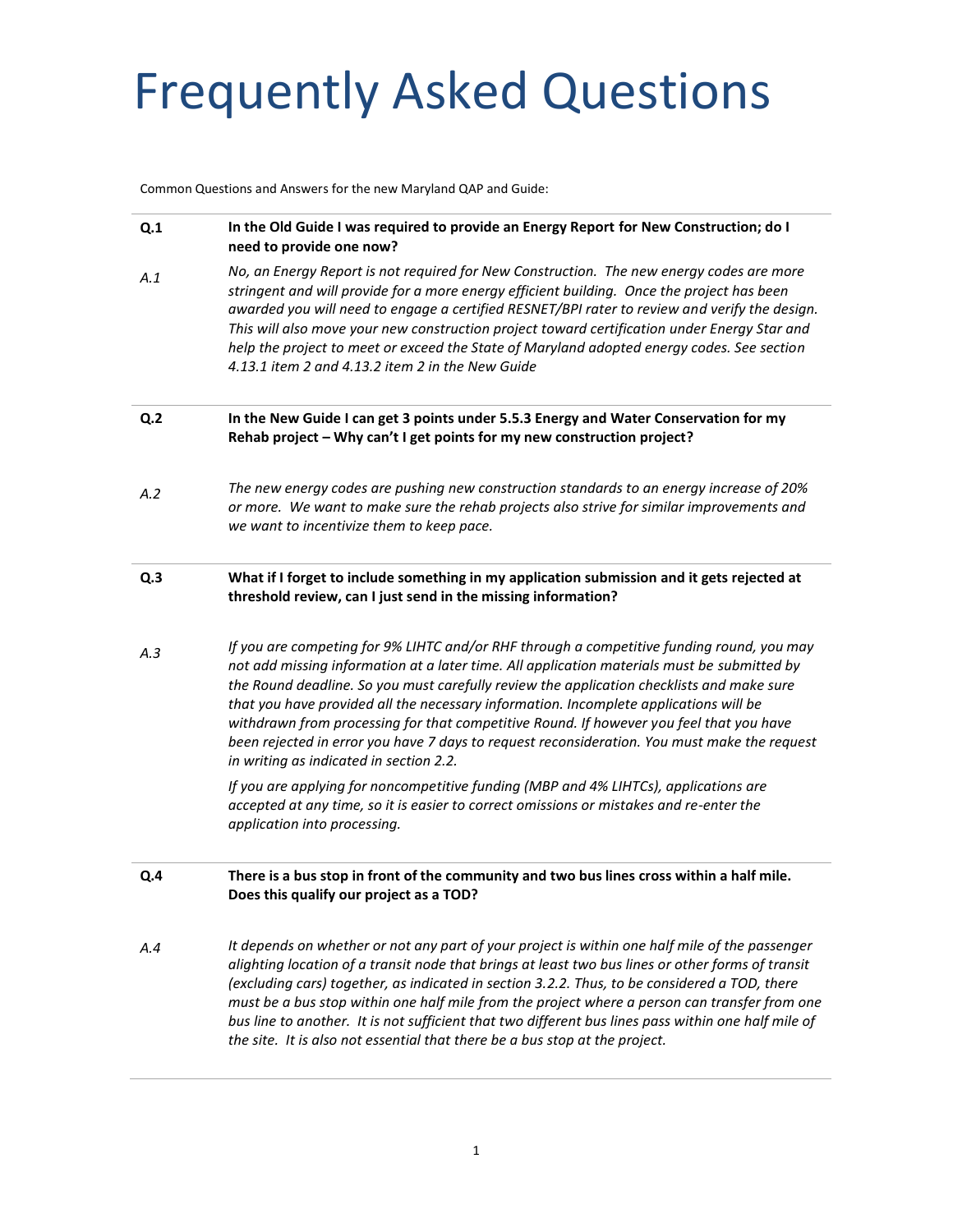# Frequently Asked Questions

Common Questions and Answers for the new Maryland QAP and Guide:

**Q.1 In the Old Guide I was required to provide an Energy Report for New Construction; do I need to provide one now?**

*A.1 No, an Energy Report is not required for New Construction. The new energy codes are more stringent and will provide for a more energy efficient building. Once the project has been awarded you will need to engage a certified RESNET/BPI rater to review and verify the design. This will also move your new construction project toward certification under Energy Star and help the project to meet or exceed the State of Maryland adopted energy codes. See section 4.13.1 item 2 and 4.13.2 item 2 in the New Guide*

**Q.2 In the New Guide I can get 3 points under 5.5.3 Energy and Water Conservation for my Rehab project – Why can't I get points for my new construction project?**

*A.2 The new energy codes are pushing new construction standards to an energy increase of 20% or more. We want to make sure the rehab projects also strive for similar improvements and we want to incentivize them to keep pace.*

**Q.3 What if I forget to include something in my application submission and it gets rejected at threshold review, can I just send in the missing information?**

*A.3 If you are competing for 9% LIHTC and/or RHF through a competitive funding round, you may not add missing information at a later time. All application materials must be submitted by the Round deadline. So you must carefully review the application checklists and make sure that you have provided all the necessary information. Incomplete applications will be withdrawn from processing for that competitive Round. If however you feel that you have been rejected in error you have 7 days to request reconsideration. You must make the request in writing as indicated in section 2.2.*

*If you are applying for noncompetitive funding (MBP and 4% LIHTCs), applications are accepted at any time, so it is easier to correct omissions or mistakes and re-enter the application into processing.*

**Q.4 There is a bus stop in front of the community and two bus lines cross within a half mile. Does this qualify our project as a TOD?**

*A.4 It depends on whether or not any part of your project is within one half mile of the passenger alighting location of a transit node that brings at least two bus lines or other forms of transit (excluding cars) together, as indicated in section 3.2.2. Thus, to be considered a TOD, there must be a bus stop within one half mile from the project where a person can transfer from one bus line to another. It is not sufficient that two different bus lines pass within one half mile of the site. It is also not essential that there be a bus stop at the project.*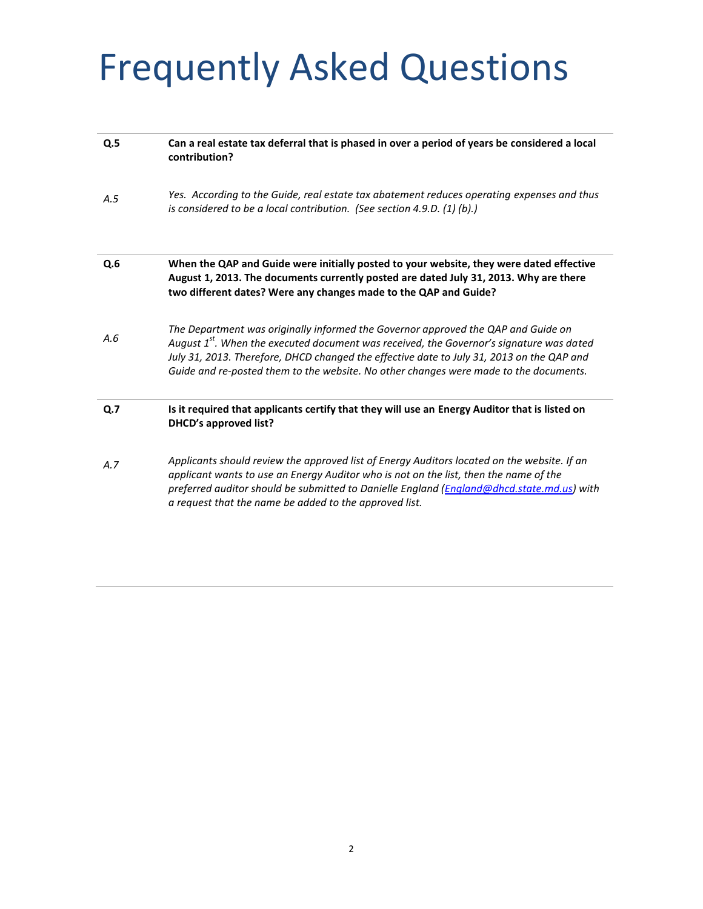# Frequently Asked Questions

**Q.5** **Can a real estate tax deferral that is phased in over a period of years be considered a local contribution?**

*A.5* *Yes. According to the Guide, real estate tax abatement reduces operating expenses and thus is considered to be a local contribution. (See section 4.9.D. (1) (b).)*

---

**Q.6** **When the QAP and Guide were initially posted to your website, they were dated effective August 1, 2013. The documents currently posted are dated July 31, 2013. Why are there two different dates? Were any changes made to the QAP and Guide?**

*A.6* *The Department was originally informed the Governor approved the QAP and Guide on August 1st. When the executed document was received, the Governor's signature was dated July 31, 2013. Therefore, DHCD changed the effective date to July 31, 2013 on the QAP and Guide and re-posted them to the website. No other changes were made to the documents.*

---

**Q.7** **Is it required that applicants certify that they will use an Energy Auditor that is listed on DHCD's approved list?**

*A.7* *Applicants should review the approved list of Energy Auditors located on the website. If an applicant wants to use an Energy Auditor who is not on the list, then the name of the preferred auditor should be submitted to Danielle England (England@dhcd.state.md.us) with a request that the name be added to the approved list.*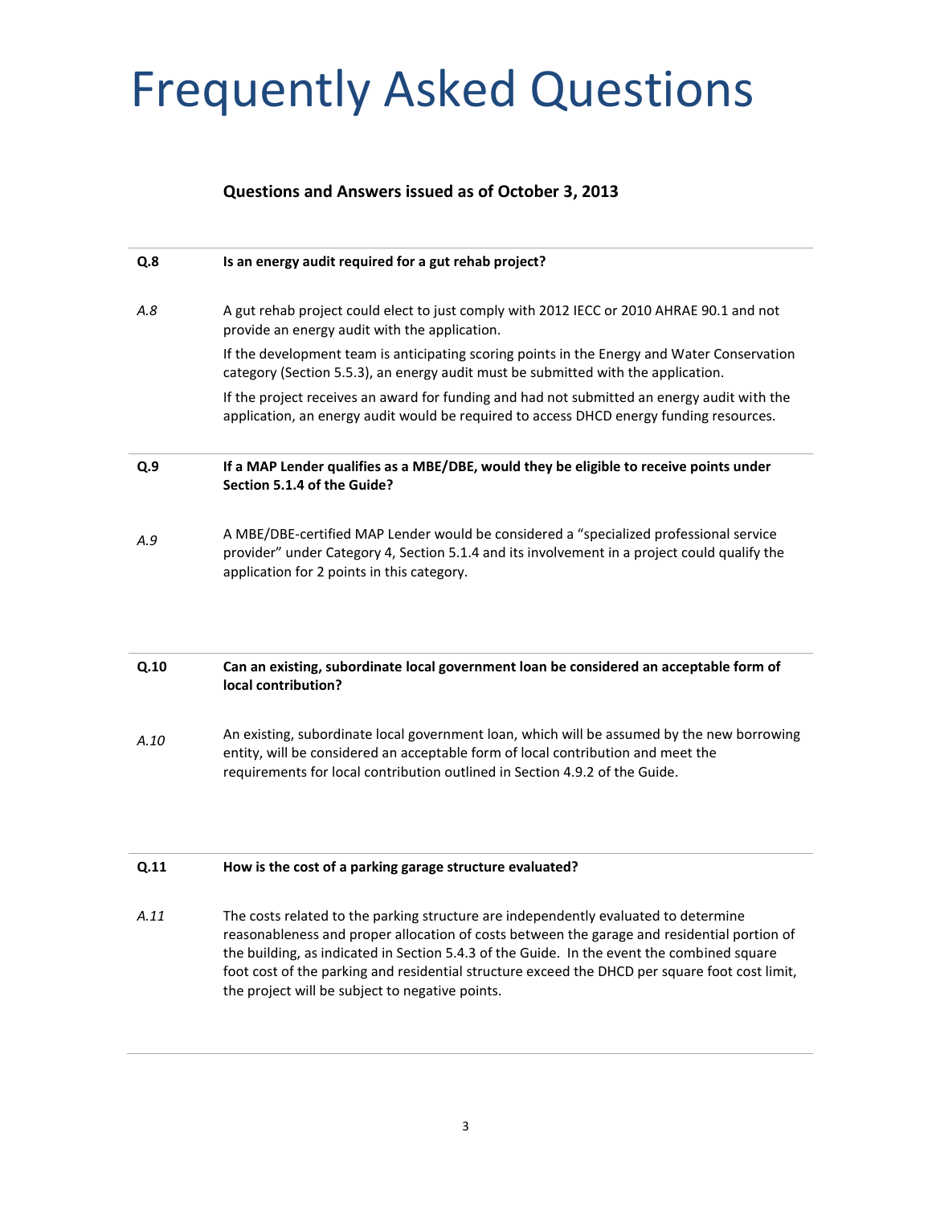# Frequently Asked Questions

**Questions and Answers issued as of October 3, 2013**

---

**Q.8** **Is an energy audit required for a gut rehab project?**

*A.8* A gut rehab project could elect to just comply with 2012 IECC or 2010 AHRAE 90.1 and not provide an energy audit with the application.

If the development team is anticipating scoring points in the Energy and Water Conservation category (Section 5.5.3), an energy audit must be submitted with the application.

If the project receives an award for funding and had not submitted an energy audit with the application, an energy audit would be required to access DHCD energy funding resources.

---

**Q.9** **If a MAP Lender qualifies as a MBE/DBE, would they be eligible to receive points under Section 5.1.4 of the Guide?**

*A.9* A MBE/DBE-certified MAP Lender would be considered a "specialized professional service provider" under Category 4, Section 5.1.4 and its involvement in a project could qualify the application for 2 points in this category.

---

**Q.10** **Can an existing, subordinate local government loan be considered an acceptable form of local contribution?**

*A.10* An existing, subordinate local government loan, which will be assumed by the new borrowing entity, will be considered an acceptable form of local contribution and meet the requirements for local contribution outlined in Section 4.9.2 of the Guide.

---

**Q.11** **How is the cost of a parking garage structure evaluated?**

*A.11* The costs related to the parking structure are independently evaluated to determine reasonableness and proper allocation of costs between the garage and residential portion of the building, as indicated in Section 5.4.3 of the Guide. In the event the combined square foot cost of the parking and residential structure exceed the DHCD per square foot cost limit, the project will be subject to negative points.

---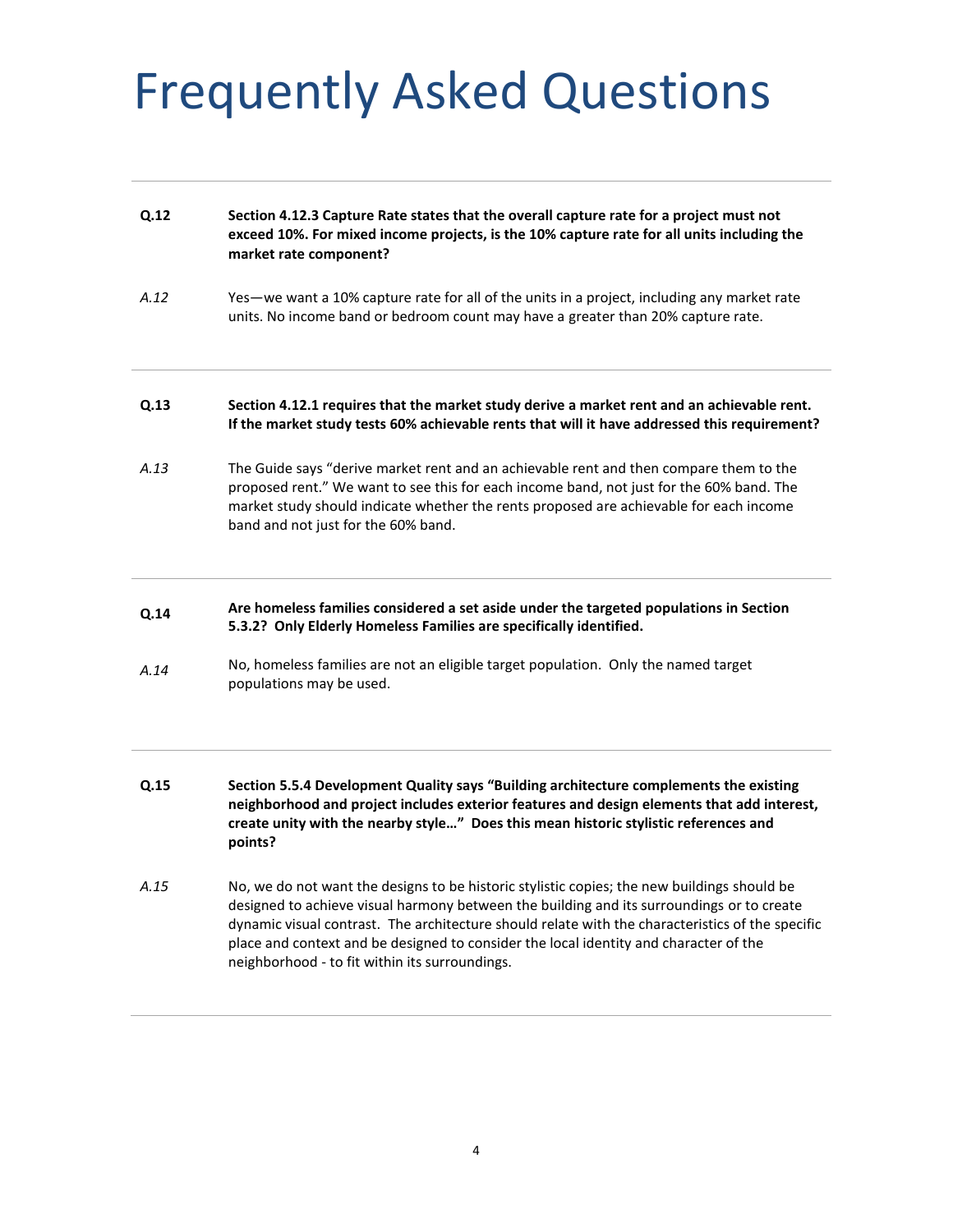# Frequently Asked Questions

---

**Q.12** **Section 4.12.3 Capture Rate states that the overall capture rate for a project must not exceed 10%. For mixed income projects, is the 10% capture rate for all units including the market rate component?**

*A.12* Yes—we want a 10% capture rate for all of the units in a project, including any market rate units. No income band or bedroom count may have a greater than 20% capture rate.

---

**Q.13** **Section 4.12.1 requires that the market study derive a market rent and an achievable rent. If the market study tests 60% achievable rents that will it have addressed this requirement?**

*A.13* The Guide says "derive market rent and an achievable rent and then compare them to the proposed rent." We want to see this for each income band, not just for the 60% band. The market study should indicate whether the rents proposed are achievable for each income band and not just for the 60% band.

---

**Q.14** **Are homeless families considered a set aside under the targeted populations in Section 5.3.2? Only Elderly Homeless Families are specifically identified.**

*A.14* No, homeless families are not an eligible target population. Only the named target populations may be used.

---

**Q.15** **Section 5.5.4 Development Quality says "Building architecture complements the existing neighborhood and project includes exterior features and design elements that add interest, create unity with the nearby style…" Does this mean historic stylistic references and points?**

*A.15* No, we do not want the designs to be historic stylistic copies; the new buildings should be designed to achieve visual harmony between the building and its surroundings or to create dynamic visual contrast. The architecture should relate with the characteristics of the specific place and context and be designed to consider the local identity and character of the neighborhood - to fit within its surroundings.

---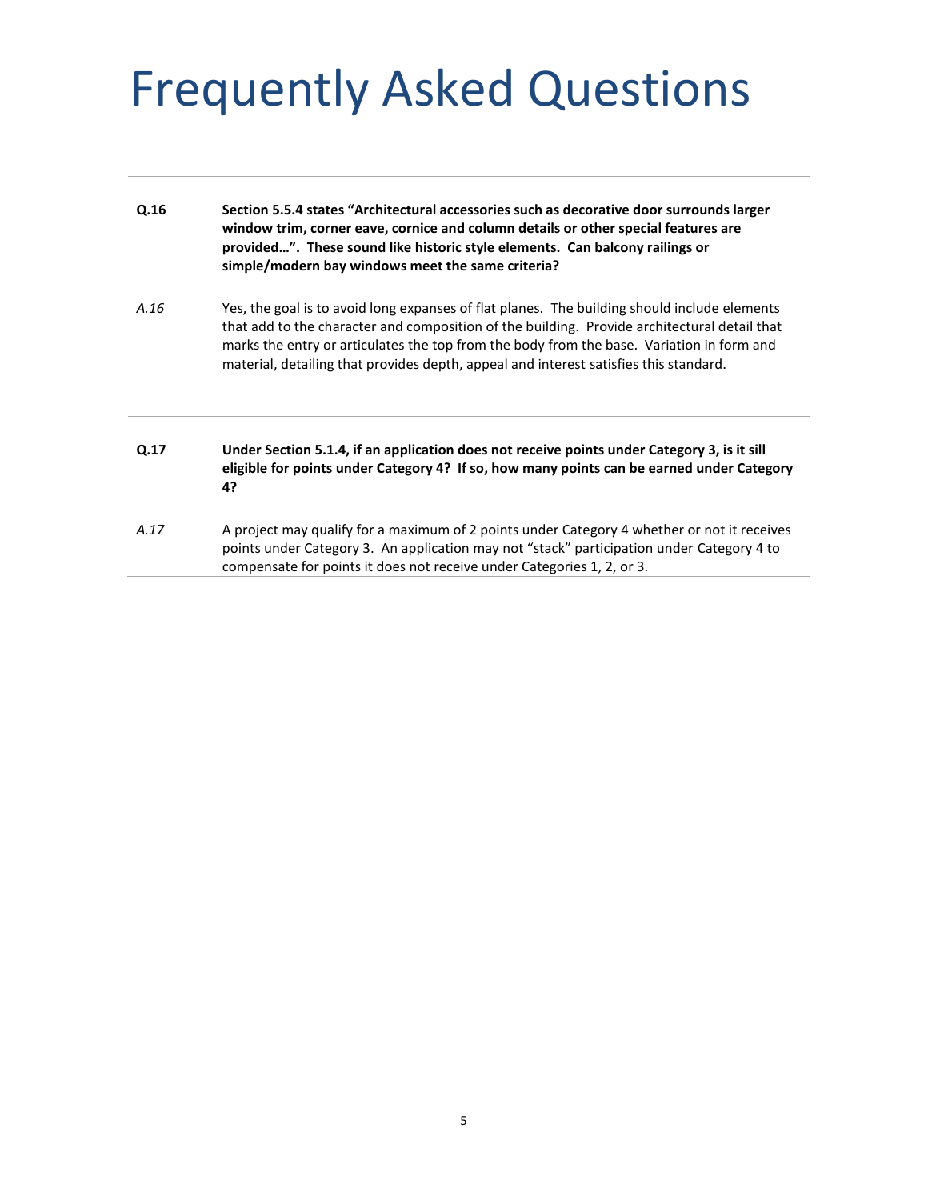# Frequently Asked Questions

**Q.16** **Section 5.5.4 states “Architectural accessories such as decorative door surrounds larger window trim, corner eave, cornice and column details or other special features are provided…”. These sound like historic style elements. Can balcony railings or simple/modern bay windows meet the same criteria?**

*A.16* Yes, the goal is to avoid long expanses of flat planes. The building should include elements that add to the character and composition of the building. Provide architectural detail that marks the entry or articulates the top from the body from the base. Variation in form and material, detailing that provides depth, appeal and interest satisfies this standard.

---

**Q.17** **Under Section 5.1.4, if an application does not receive points under Category 3, is it sill eligible for points under Category 4? If so, how many points can be earned under Category 4?**

*A.17* A project may qualify for a maximum of 2 points under Category 4 whether or not it receives points under Category 3. An application may not “stack” participation under Category 4 to compensate for points it does not receive under Categories 1, 2, or 3.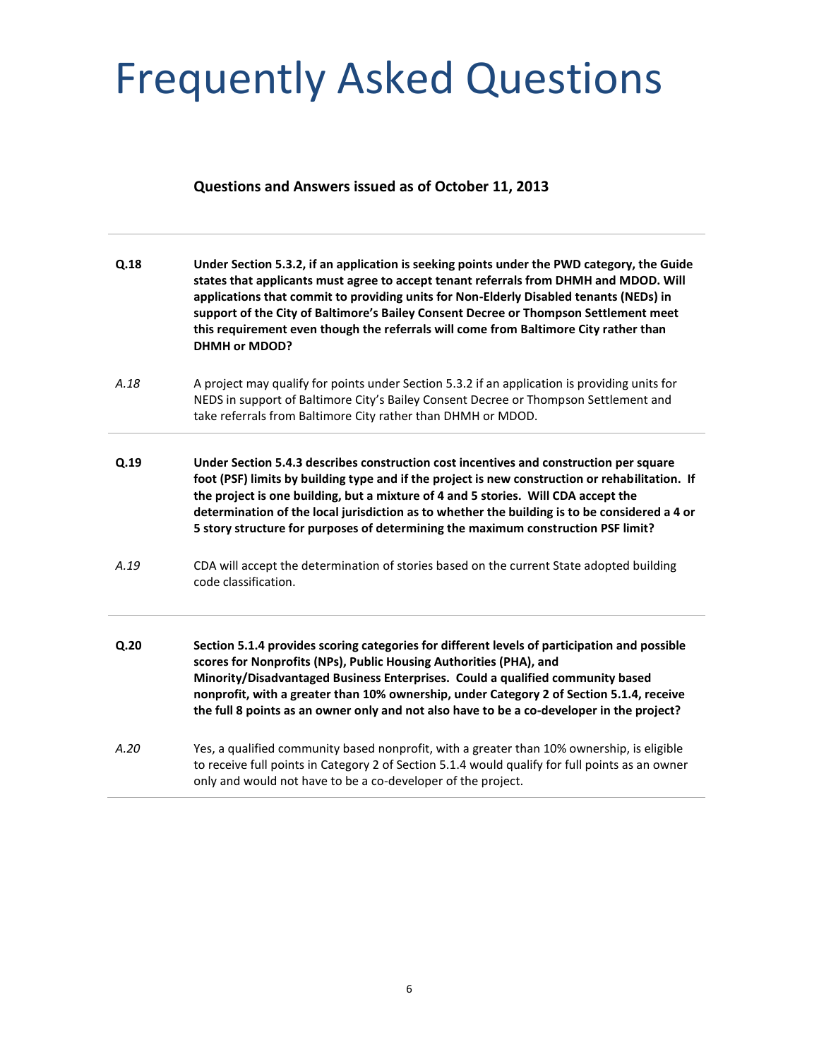# Frequently Asked Questions

**Questions and Answers issued as of October 11, 2013**

---

**Q.18** **Under Section 5.3.2, if an application is seeking points under the PWD category, the Guide states that applicants must agree to accept tenant referrals from DHMH and MDOD. Will applications that commit to providing units for Non-Elderly Disabled tenants (NEDs) in support of the City of Baltimore's Bailey Consent Decree or Thompson Settlement meet this requirement even though the referrals will come from Baltimore City rather than DHMH or MDOD?**

*A.18* A project may qualify for points under Section 5.3.2 if an application is providing units for NEDS in support of Baltimore City's Bailey Consent Decree or Thompson Settlement and take referrals from Baltimore City rather than DHMH or MDOD.

---

**Q.19** **Under Section 5.4.3 describes construction cost incentives and construction per square foot (PSF) limits by building type and if the project is new construction or rehabilitation. If the project is one building, but a mixture of 4 and 5 stories. Will CDA accept the determination of the local jurisdiction as to whether the building is to be considered a 4 or 5 story structure for purposes of determining the maximum construction PSF limit?**

*A.19* CDA will accept the determination of stories based on the current State adopted building code classification.

---

**Q.20** **Section 5.1.4 provides scoring categories for different levels of participation and possible scores for Nonprofits (NPs), Public Housing Authorities (PHA), and Minority/Disadvantaged Business Enterprises. Could a qualified community based nonprofit, with a greater than 10% ownership, under Category 2 of Section 5.1.4, receive the full 8 points as an owner only and not also have to be a co-developer in the project?**

*A.20* Yes, a qualified community based nonprofit, with a greater than 10% ownership, is eligible to receive full points in Category 2 of Section 5.1.4 would qualify for full points as an owner only and would not have to be a co-developer of the project.

---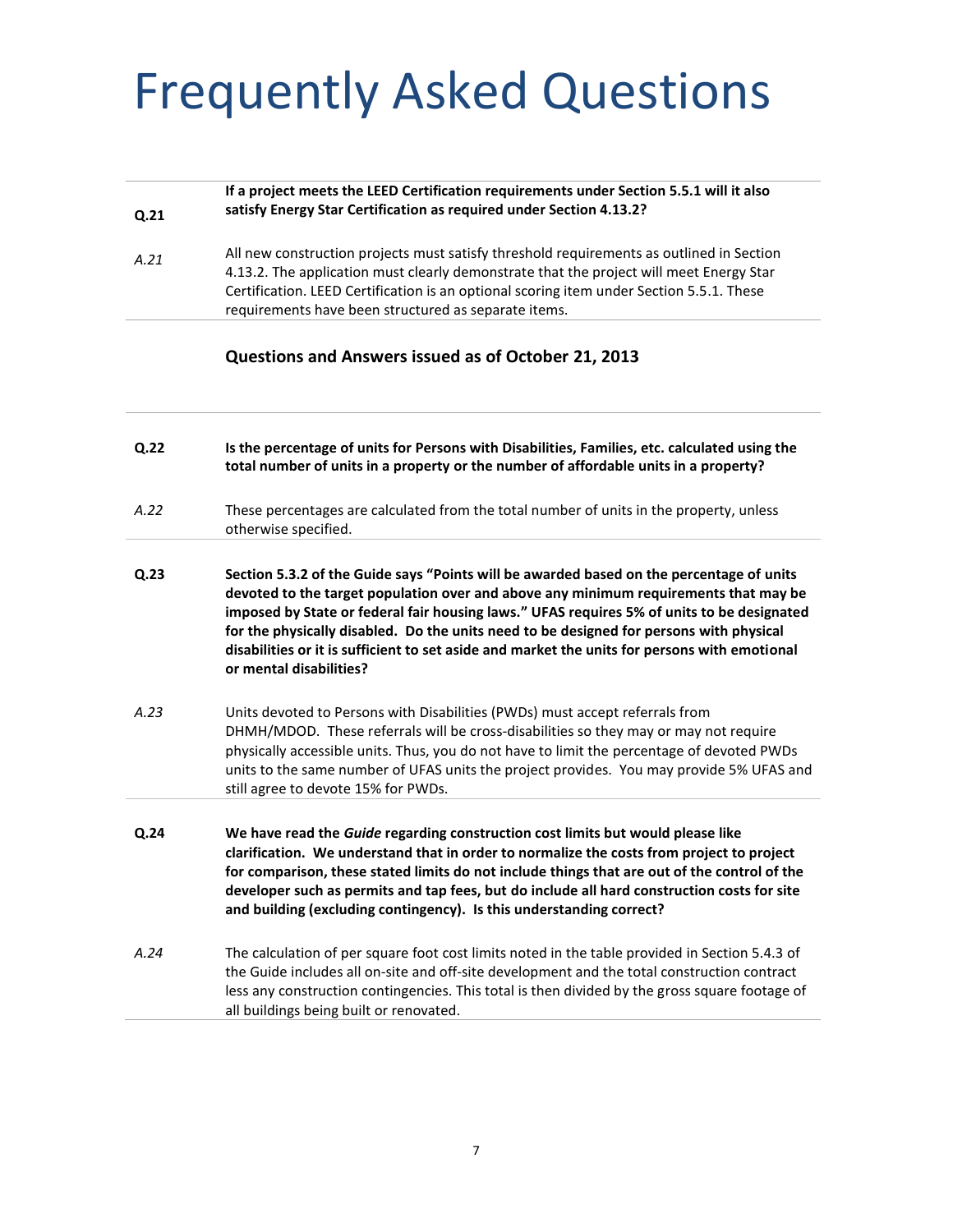# Frequently Asked Questions

**Q.21** **If a project meets the LEED Certification requirements under Section 5.5.1 will it also satisfy Energy Star Certification as required under Section 4.13.2?**

*A.21* All new construction projects must satisfy threshold requirements as outlined in Section 4.13.2. The application must clearly demonstrate that the project will meet Energy Star Certification. LEED Certification is an optional scoring item under Section 5.5.1. These requirements have been structured as separate items.

## Questions and Answers issued as of October 21, 2013

**Q.22** **Is the percentage of units for Persons with Disabilities, Families, etc. calculated using the total number of units in a property or the number of affordable units in a property?**

*A.22* These percentages are calculated from the total number of units in the property, unless otherwise specified.

**Q.23** **Section 5.3.2 of the Guide says "Points will be awarded based on the percentage of units devoted to the target population over and above any minimum requirements that may be imposed by State or federal fair housing laws." UFAS requires 5% of units to be designated for the physically disabled. Do the units need to be designed for persons with physical disabilities or it is sufficient to set aside and market the units for persons with emotional or mental disabilities?**

*A.23* Units devoted to Persons with Disabilities (PWDs) must accept referrals from DHMH/MDOD. These referrals will be cross-disabilities so they may or may not require physically accessible units. Thus, you do not have to limit the percentage of devoted PWDs units to the same number of UFAS units the project provides. You may provide 5% UFAS and still agree to devote 15% for PWDs.

**Q.24** **We have read the *Guide* regarding construction cost limits but would please like clarification. We understand that in order to normalize the costs from project to project for comparison, these stated limits do not include things that are out of the control of the developer such as permits and tap fees, but do include all hard construction costs for site and building (excluding contingency). Is this understanding correct?**

*A.24* The calculation of per square foot cost limits noted in the table provided in Section 5.4.3 of the Guide includes all on-site and off-site development and the total construction contract less any construction contingencies. This total is then divided by the gross square footage of all buildings being built or renovated.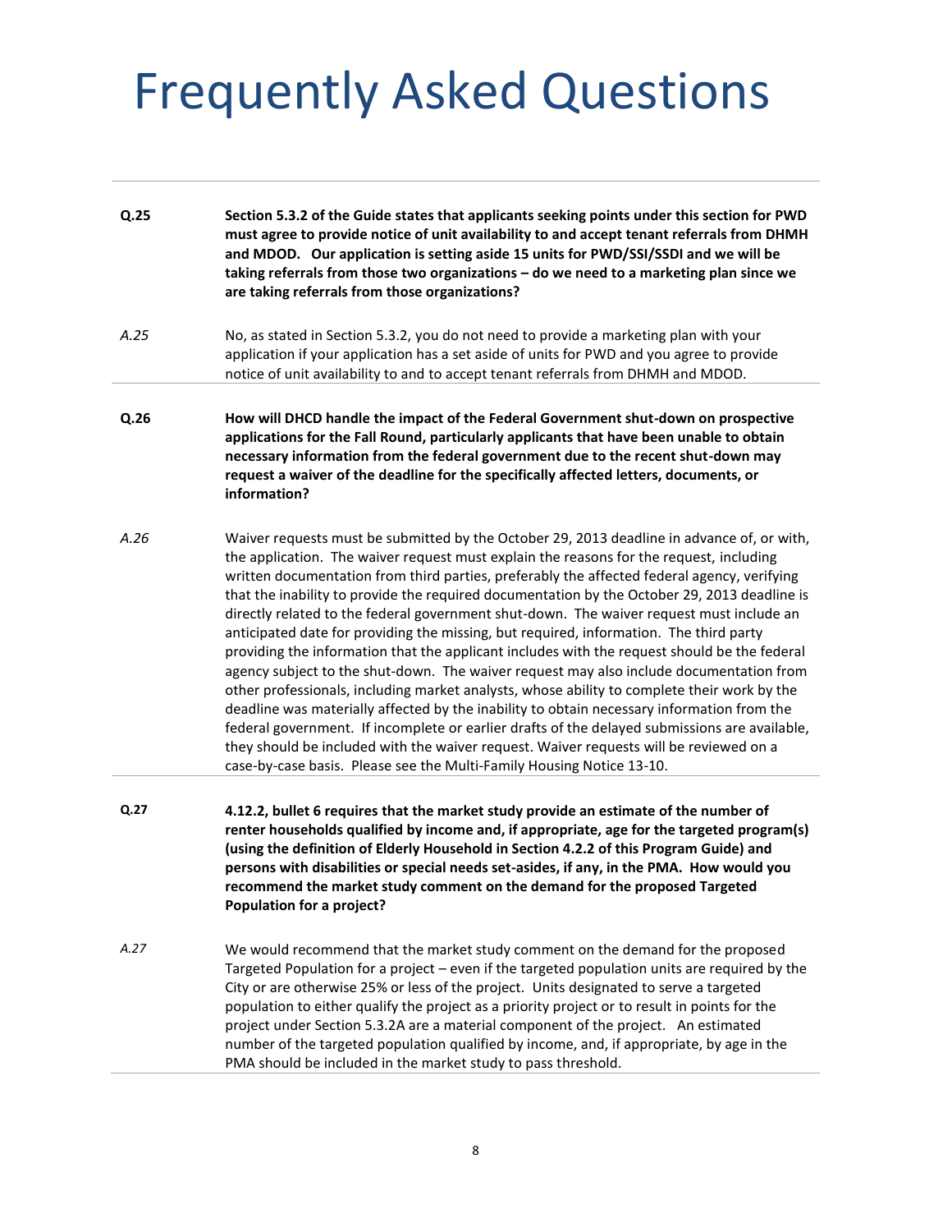# Frequently Asked Questions

**Q.25** **Section 5.3.2 of the Guide states that applicants seeking points under this section for PWD must agree to provide notice of unit availability to and accept tenant referrals from DHMH and MDOD. Our application is setting aside 15 units for PWD/SSI/SSDI and we will be taking referrals from those two organizations – do we need to a marketing plan since we are taking referrals from those organizations?**

*A.25* No, as stated in Section 5.3.2, you do not need to provide a marketing plan with your application if your application has a set aside of units for PWD and you agree to provide notice of unit availability to and to accept tenant referrals from DHMH and MDOD.

---

**Q.26** **How will DHCD handle the impact of the Federal Government shut-down on prospective applications for the Fall Round, particularly applicants that have been unable to obtain necessary information from the federal government due to the recent shut-down may request a waiver of the deadline for the specifically affected letters, documents, or information?**

*A.26* Waiver requests must be submitted by the October 29, 2013 deadline in advance of, or with, the application. The waiver request must explain the reasons for the request, including written documentation from third parties, preferably the affected federal agency, verifying that the inability to provide the required documentation by the October 29, 2013 deadline is directly related to the federal government shut-down. The waiver request must include an anticipated date for providing the missing, but required, information. The third party providing the information that the applicant includes with the request should be the federal agency subject to the shut-down. The waiver request may also include documentation from other professionals, including market analysts, whose ability to complete their work by the deadline was materially affected by the inability to obtain necessary information from the federal government. If incomplete or earlier drafts of the delayed submissions are available, they should be included with the waiver request. Waiver requests will be reviewed on a case-by-case basis. Please see the Multi-Family Housing Notice 13-10.

---

**Q.27** **4.12.2, bullet 6 requires that the market study provide an estimate of the number of renter households qualified by income and, if appropriate, age for the targeted program(s) (using the definition of Elderly Household in Section 4.2.2 of this Program Guide) and persons with disabilities or special needs set-asides, if any, in the PMA. How would you recommend the market study comment on the demand for the proposed Targeted Population for a project?**

*A.27* We would recommend that the market study comment on the demand for the proposed Targeted Population for a project – even if the targeted population units are required by the City or are otherwise 25% or less of the project. Units designated to serve a targeted population to either qualify the project as a priority project or to result in points for the project under Section 5.3.2A are a material component of the project. An estimated number of the targeted population qualified by income, and, if appropriate, by age in the PMA should be included in the market study to pass threshold.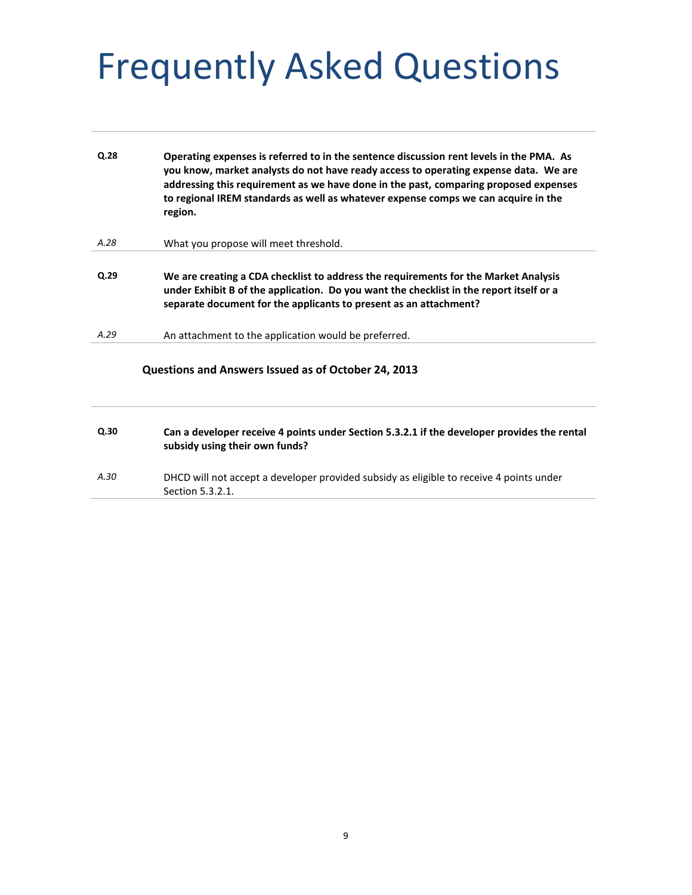# Frequently Asked Questions

**Q.28** **Operating expenses is referred to in the sentence discussion rent levels in the PMA. As you know, market analysts do not have ready access to operating expense data. We are addressing this requirement as we have done in the past, comparing proposed expenses to regional IREM standards as well as whatever expense comps we can acquire in the region.**

*A.28* What you propose will meet threshold.

**Q.29** **We are creating a CDA checklist to address the requirements for the Market Analysis under Exhibit B of the application. Do you want the checklist in the report itself or a separate document for the applicants to present as an attachment?**

*A.29* An attachment to the application would be preferred.

**Questions and Answers Issued as of October 24, 2013**

**Q.30** **Can a developer receive 4 points under Section 5.3.2.1 if the developer provides the rental subsidy using their own funds?**

*A.30* DHCD will not accept a developer provided subsidy as eligible to receive 4 points under Section 5.3.2.1.